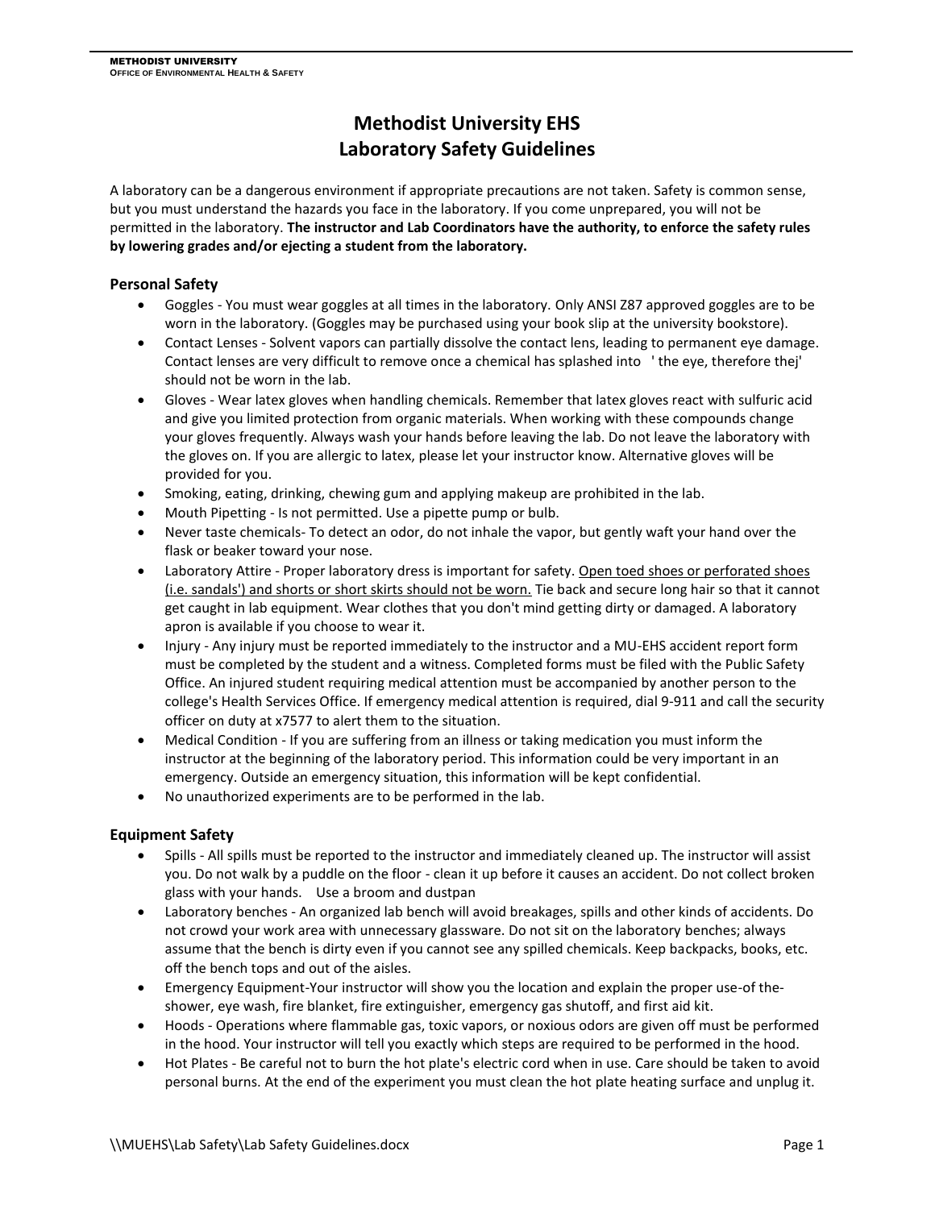# Methodist University EHS
# Laboratory Safety Guidelines

A laboratory can be a dangerous environment if appropriate precautions are not taken. Safety is common sense, but you must understand the hazards you face in the laboratory. If you come unprepared, you will not be permitted in the laboratory. **The instructor and Lab Coordinators have the authority, to enforce the safety rules by lowering grades and/or ejecting a student from the laboratory.**

## Personal Safety

- Goggles - You must wear goggles at all times in the laboratory. Only ANSI Z87 approved goggles are to be worn in the laboratory. (Goggles may be purchased using your book slip at the university bookstore).
- Contact Lenses - Solvent vapors can partially dissolve the contact lens, leading to permanent eye damage. Contact lenses are very difficult to remove once a chemical has splashed into ' the eye, therefore thej' should not be worn in the lab.
- Gloves - Wear latex gloves when handling chemicals. Remember that latex gloves react with sulfuric acid and give you limited protection from organic materials. When working with these compounds change your gloves frequently. Always wash your hands before leaving the lab. Do not leave the laboratory with the gloves on. If you are allergic to latex, please let your instructor know. Alternative gloves will be provided for you.
- Smoking, eating, drinking, chewing gum and applying makeup are prohibited in the lab.
- Mouth Pipetting - Is not permitted. Use a pipette pump or bulb.
- Never taste chemicals- To detect an odor, do not inhale the vapor, but gently waft your hand over the flask or beaker toward your nose.
- Laboratory Attire - Proper laboratory dress is important for safety. <u>Open toed shoes or perforated shoes (i.e. sandals') and shorts or short skirts should not be worn.</u> Tie back and secure long hair so that it cannot get caught in lab equipment. Wear clothes that you don't mind getting dirty or damaged. A laboratory apron is available if you choose to wear it.
- Injury - Any injury must be reported immediately to the instructor and a MU-EHS accident report form must be completed by the student and a witness. Completed forms must be filed with the Public Safety Office. An injured student requiring medical attention must be accompanied by another person to the college's Health Services Office. If emergency medical attention is required, dial 9-911 and call the security officer on duty at x7577 to alert them to the situation.
- Medical Condition - If you are suffering from an illness or taking medication you must inform the instructor at the beginning of the laboratory period. This information could be very important in an emergency. Outside an emergency situation, this information will be kept confidential.
- No unauthorized experiments are to be performed in the lab.

## Equipment Safety

- Spills - All spills must be reported to the instructor and immediately cleaned up. The instructor will assist you. Do not walk by a puddle on the floor - clean it up before it causes an accident. Do not collect broken glass with your hands. Use a broom and dustpan
- Laboratory benches - An organized lab bench will avoid breakages, spills and other kinds of accidents. Do not crowd your work area with unnecessary glassware. Do not sit on the laboratory benches; always assume that the bench is dirty even if you cannot see any spilled chemicals. Keep backpacks, books, etc. off the bench tops and out of the aisles.
- Emergency Equipment-Your instructor will show you the location and explain the proper use-of the-shower, eye wash, fire blanket, fire extinguisher, emergency gas shutoff, and first aid kit.
- Hoods - Operations where flammable gas, toxic vapors, or noxious odors are given off must be performed in the hood. Your instructor will tell you exactly which steps are required to be performed in the hood.
- Hot Plates - Be careful not to burn the hot plate's electric cord when in use. Care should be taken to avoid personal burns. At the end of the experiment you must clean the hot plate heating surface and unplug it.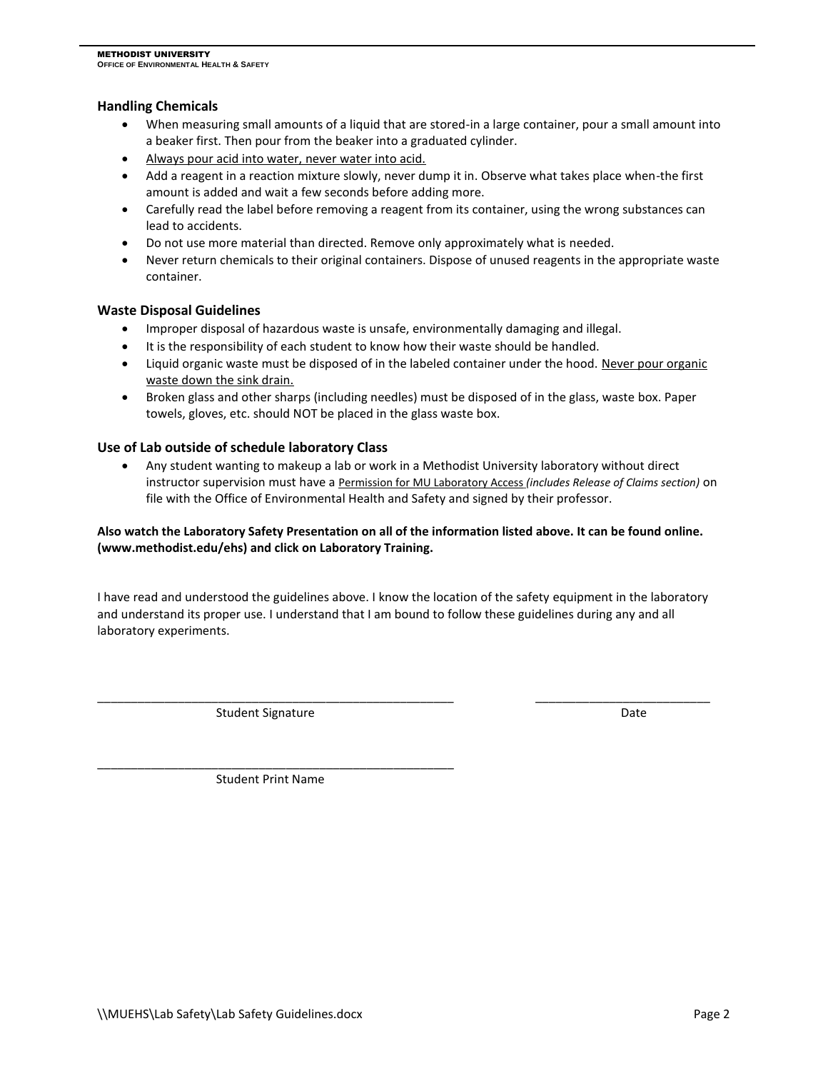### Handling Chemicals

- When measuring small amounts of a liquid that are stored-in a large container, pour a small amount into a beaker first. Then pour from the beaker into a graduated cylinder.
- <u>Always pour acid into water, never water into acid.</u>
- Add a reagent in a reaction mixture slowly, never dump it in. Observe what takes place when-the first amount is added and wait a few seconds before adding more.
- Carefully read the label before removing a reagent from its container, using the wrong substances can lead to accidents.
- Do not use more material than directed. Remove only approximately what is needed.
- Never return chemicals to their original containers. Dispose of unused reagents in the appropriate waste container.

### Waste Disposal Guidelines

- Improper disposal of hazardous waste is unsafe, environmentally damaging and illegal.
- It is the responsibility of each student to know how their waste should be handled.
- Liquid organic waste must be disposed of in the labeled container under the hood. <u>Never pour organic waste down the sink drain.</u>
- Broken glass and other sharps (including needles) must be disposed of in the glass, waste box. Paper towels, gloves, etc. should NOT be placed in the glass waste box.

### Use of Lab outside of schedule laboratory Class

- Any student wanting to makeup a lab or work in a Methodist University laboratory without direct instructor supervision must have a <u>Permission for MU Laboratory Access</u> *(includes Release of Claims section)* on file with the Office of Environmental Health and Safety and signed by their professor.

**Also watch the Laboratory Safety Presentation on all of the information listed above. It can be found online. (www.methodist.edu/ehs) and click on Laboratory Training.**

I have read and understood the guidelines above. I know the location of the safety equipment in the laboratory and understand its proper use. I understand that I am bound to follow these guidelines during any and all laboratory experiments.

\_\_\_\_\_\_\_\_\_\_\_\_\_\_\_\_\_\_\_\_\_\_\_\_\_\_\_\_\_\_\_\_\_\_\_\_\_\_\_\_ Student Signature

\_\_\_\_\_\_\_\_\_\_\_\_\_\_\_\_\_\_\_\_\_\_ Date

\_\_\_\_\_\_\_\_\_\_\_\_\_\_\_\_\_\_\_\_\_\_\_\_\_\_\_\_\_\_\_\_\_\_\_\_\_\_\_\_ Student Print Name